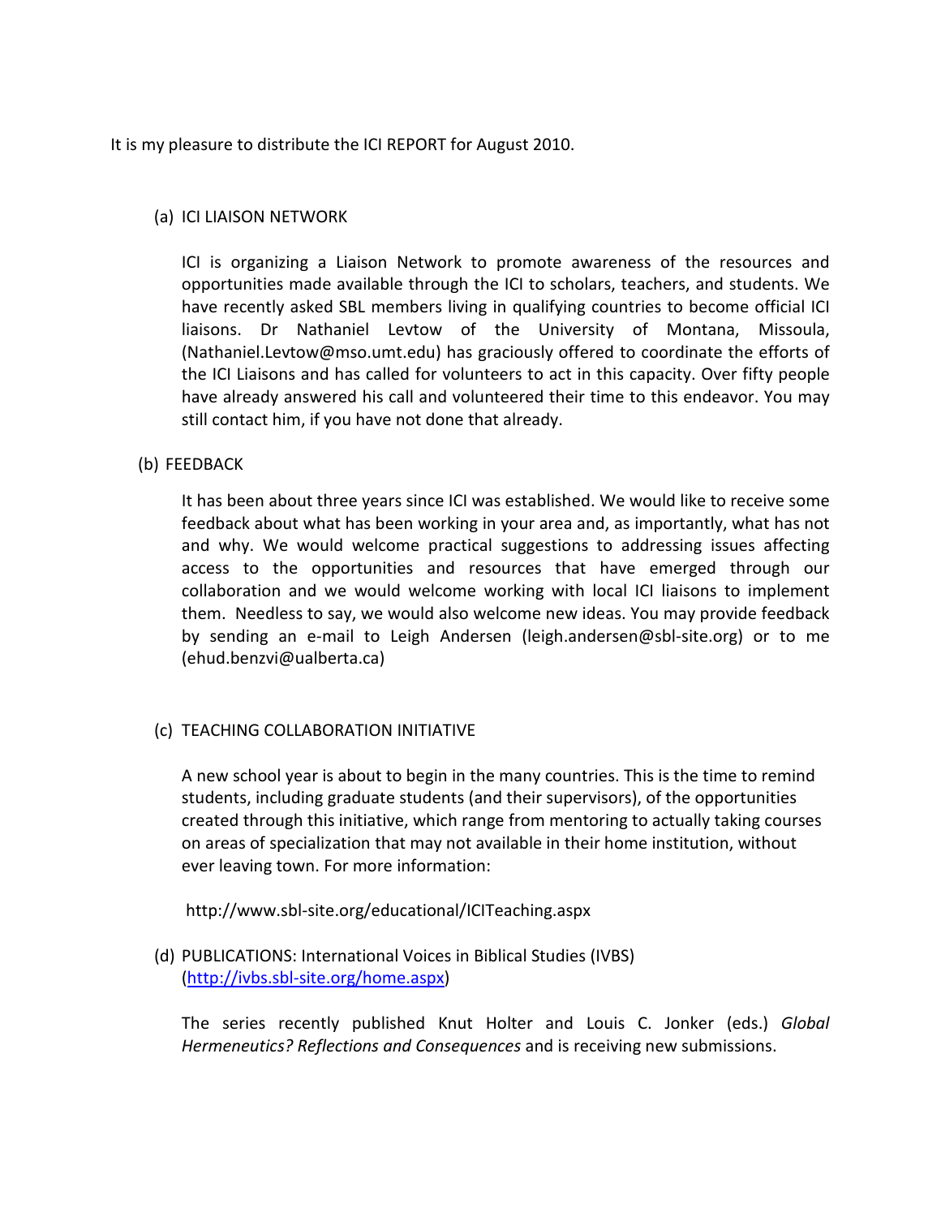It is my pleasure to distribute the ICI REPORT for August 2010.

(a) ICI LIAISON NETWORK

ICI is organizing a Liaison Network to promote awareness of the resources and opportunities made available through the ICI to scholars, teachers, and students. We have recently asked SBL members living in qualifying countries to become official ICI liaisons. Dr Nathaniel Levtow of the University of Montana, Missoula, (Nathaniel.Levtow@mso.umt.edu) has graciously offered to coordinate the efforts of the ICI Liaisons and has called for volunteers to act in this capacity. Over fifty people have already answered his call and volunteered their time to this endeavor. You may still contact him, if you have not done that already.

(b) FEEDBACK

It has been about three years since ICI was established. We would like to receive some feedback about what has been working in your area and, as importantly, what has not and why. We would welcome practical suggestions to addressing issues affecting access to the opportunities and resources that have emerged through our collaboration and we would welcome working with local ICI liaisons to implement them. Needless to say, we would also welcome new ideas. You may provide feedback by sending an e-mail to Leigh Andersen (leigh.andersen@sbl-site.org) or to me (ehud.benzvi@ualberta.ca)

(c) TEACHING COLLABORATION INITIATIVE

A new school year is about to begin in the many countries. This is the time to remind students, including graduate students (and their supervisors), of the opportunities created through this initiative, which range from mentoring to actually taking courses on areas of specialization that may not available in their home institution, without ever leaving town. For more information:

http://www.sbl-site.org/educational/ICITeaching.aspx

(d) PUBLICATIONS: International Voices in Biblical Studies (IVBS) (http://ivbs.sbl-site.org/home.aspx)

The series recently published Knut Holter and Louis C. Jonker (eds.) *Global Hermeneutics? Reflections and Consequences* and is receiving new submissions.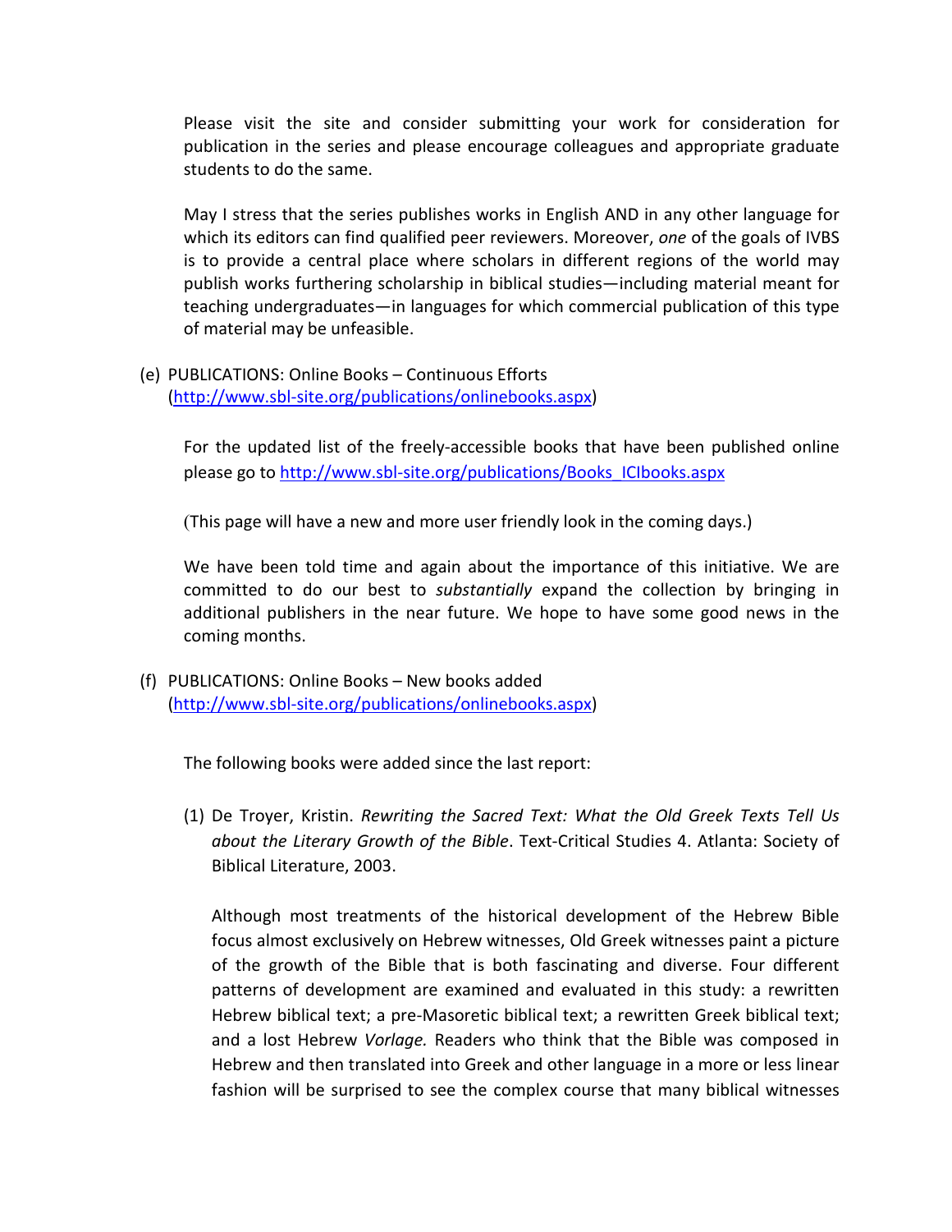Please visit the site and consider submitting your work for consideration for publication in the series and please encourage colleagues and appropriate graduate students to do the same.

May I stress that the series publishes works in English AND in any other language for which its editors can find qualified peer reviewers. Moreover, *one* of the goals of IVBS is to provide a central place where scholars in different regions of the world may publish works furthering scholarship in biblical studies—including material meant for teaching undergraduates—in languages for which commercial publication of this type of material may be unfeasible.

(e) PUBLICATIONS: Online Books – Continuous Efforts (http://www.sbl-site.org/publications/onlinebooks.aspx)

For the updated list of the freely-accessible books that have been published online please go to http://www.sbl-site.org/publications/Books_ICIbooks.aspx

(This page will have a new and more user friendly look in the coming days.)

We have been told time and again about the importance of this initiative. We are committed to do our best to *substantially* expand the collection by bringing in additional publishers in the near future. We hope to have some good news in the coming months.

(f) PUBLICATIONS: Online Books – New books added (http://www.sbl-site.org/publications/onlinebooks.aspx)

The following books were added since the last report:

(1) De Troyer, Kristin. *Rewriting the Sacred Text: What the Old Greek Texts Tell Us about the Literary Growth of the Bible*. Text-Critical Studies 4. Atlanta: Society of Biblical Literature, 2003.

Although most treatments of the historical development of the Hebrew Bible focus almost exclusively on Hebrew witnesses, Old Greek witnesses paint a picture of the growth of the Bible that is both fascinating and diverse. Four different patterns of development are examined and evaluated in this study: a rewritten Hebrew biblical text; a pre-Masoretic biblical text; a rewritten Greek biblical text; and a lost Hebrew *Vorlage.* Readers who think that the Bible was composed in Hebrew and then translated into Greek and other language in a more or less linear fashion will be surprised to see the complex course that many biblical witnesses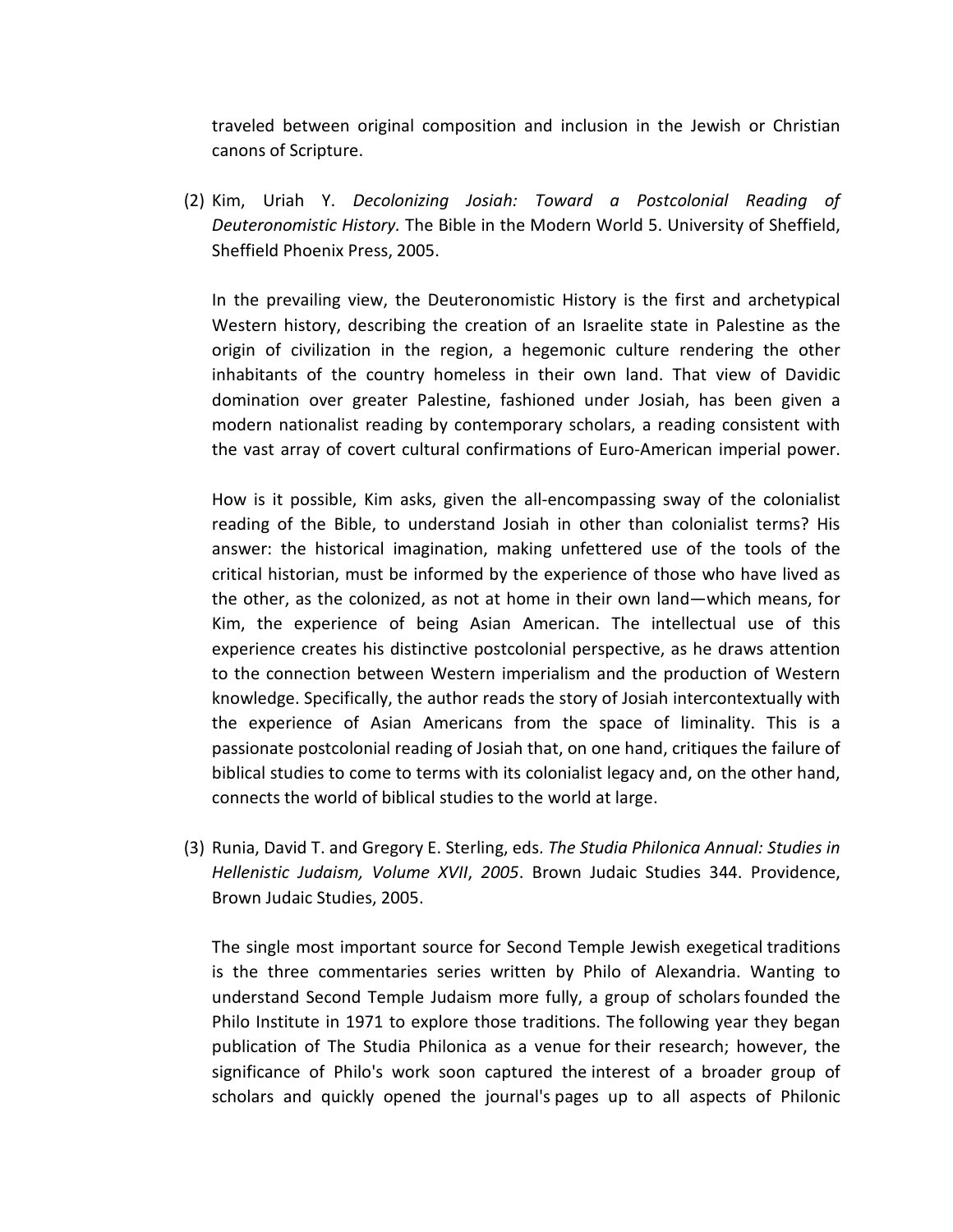traveled between original composition and inclusion in the Jewish or Christian canons of Scripture.

(2) Kim, Uriah Y. *Decolonizing Josiah: Toward a Postcolonial Reading of Deuteronomistic History.* The Bible in the Modern World 5. University of Sheffield, Sheffield Phoenix Press, 2005.

In the prevailing view, the Deuteronomistic History is the first and archetypical Western history, describing the creation of an Israelite state in Palestine as the origin of civilization in the region, a hegemonic culture rendering the other inhabitants of the country homeless in their own land. That view of Davidic domination over greater Palestine, fashioned under Josiah, has been given a modern nationalist reading by contemporary scholars, a reading consistent with the vast array of covert cultural confirmations of Euro-American imperial power.

How is it possible, Kim asks, given the all-encompassing sway of the colonialist reading of the Bible, to understand Josiah in other than colonialist terms? His answer: the historical imagination, making unfettered use of the tools of the critical historian, must be informed by the experience of those who have lived as the other, as the colonized, as not at home in their own land—which means, for Kim, the experience of being Asian American. The intellectual use of this experience creates his distinctive postcolonial perspective, as he draws attention to the connection between Western imperialism and the production of Western knowledge. Specifically, the author reads the story of Josiah intercontextually with the experience of Asian Americans from the space of liminality. This is a passionate postcolonial reading of Josiah that, on one hand, critiques the failure of biblical studies to come to terms with its colonialist legacy and, on the other hand, connects the world of biblical studies to the world at large.

(3) Runia, David T. and Gregory E. Sterling, eds. *The Studia Philonica Annual: Studies in Hellenistic Judaism, Volume XVII*, *2005*. Brown Judaic Studies 344. Providence, Brown Judaic Studies, 2005.

The single most important source for Second Temple Jewish exegetical traditions is the three commentaries series written by Philo of Alexandria. Wanting to understand Second Temple Judaism more fully, a group of scholars founded the Philo Institute in 1971 to explore those traditions. The following year they began publication of The Studia Philonica as a venue for their research; however, the significance of Philo's work soon captured the interest of a broader group of scholars and quickly opened the journal's pages up to all aspects of Philonic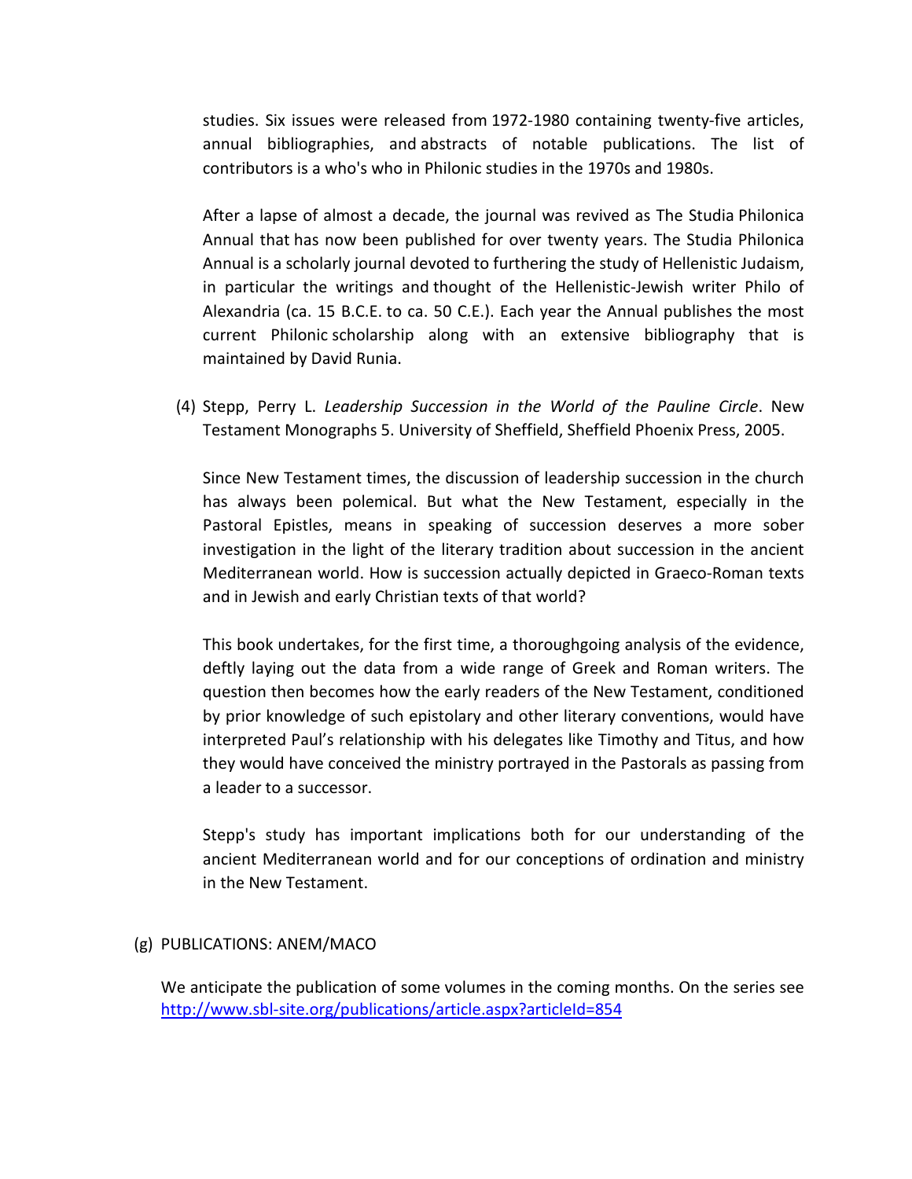studies. Six issues were released from 1972-1980 containing twenty-five articles, annual bibliographies, and abstracts of notable publications. The list of contributors is a who's who in Philonic studies in the 1970s and 1980s.

After a lapse of almost a decade, the journal was revived as The Studia Philonica Annual that has now been published for over twenty years. The Studia Philonica Annual is a scholarly journal devoted to furthering the study of Hellenistic Judaism, in particular the writings and thought of the Hellenistic-Jewish writer Philo of Alexandria (ca. 15 B.C.E. to ca. 50 C.E.). Each year the Annual publishes the most current Philonic scholarship along with an extensive bibliography that is maintained by David Runia.

(4) Stepp, Perry L. *Leadership Succession in the World of the Pauline Circle*. New Testament Monographs 5. University of Sheffield, Sheffield Phoenix Press, 2005.

Since New Testament times, the discussion of leadership succession in the church has always been polemical. But what the New Testament, especially in the Pastoral Epistles, means in speaking of succession deserves a more sober investigation in the light of the literary tradition about succession in the ancient Mediterranean world. How is succession actually depicted in Graeco-Roman texts and in Jewish and early Christian texts of that world?

This book undertakes, for the first time, a thoroughgoing analysis of the evidence, deftly laying out the data from a wide range of Greek and Roman writers. The question then becomes how the early readers of the New Testament, conditioned by prior knowledge of such epistolary and other literary conventions, would have interpreted Paul's relationship with his delegates like Timothy and Titus, and how they would have conceived the ministry portrayed in the Pastorals as passing from a leader to a successor.

Stepp's study has important implications both for our understanding of the ancient Mediterranean world and for our conceptions of ordination and ministry in the New Testament.

(g) PUBLICATIONS: ANEM/MACO

We anticipate the publication of some volumes in the coming months. On the series see [http://www.sbl-site.org/publications/article.aspx?articleId=854](http://www.sbl-site.org/publications/article.aspx?articleId=854)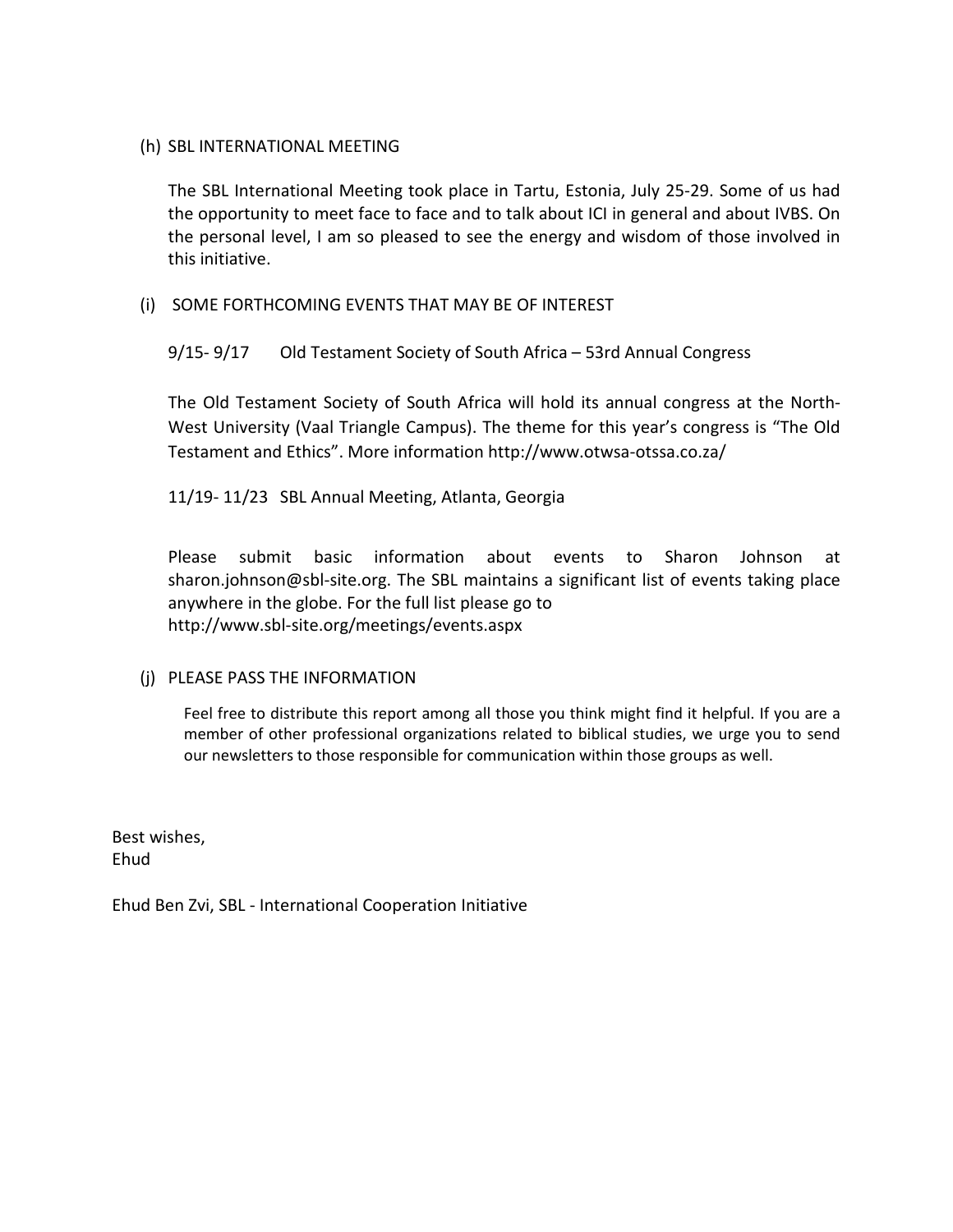(h) SBL INTERNATIONAL MEETING

The SBL International Meeting took place in Tartu, Estonia, July 25-29. Some of us had the opportunity to meet face to face and to talk about ICI in general and about IVBS. On the personal level, I am so pleased to see the energy and wisdom of those involved in this initiative.

(i) SOME FORTHCOMING EVENTS THAT MAY BE OF INTEREST

9/15- 9/17 Old Testament Society of South Africa – 53rd Annual Congress

The Old Testament Society of South Africa will hold its annual congress at the North-West University (Vaal Triangle Campus). The theme for this year's congress is "The Old Testament and Ethics". More information http://www.otwsa-otssa.co.za/

11/19- 11/23 SBL Annual Meeting, Atlanta, Georgia

Please submit basic information about events to Sharon Johnson at sharon.johnson@sbl-site.org. The SBL maintains a significant list of events taking place anywhere in the globe. For the full list please go to http://www.sbl-site.org/meetings/events.aspx

(j) PLEASE PASS THE INFORMATION

Feel free to distribute this report among all those you think might find it helpful. If you are a member of other professional organizations related to biblical studies, we urge you to send our newsletters to those responsible for communication within those groups as well.

Best wishes,
Ehud

Ehud Ben Zvi, SBL - International Cooperation Initiative